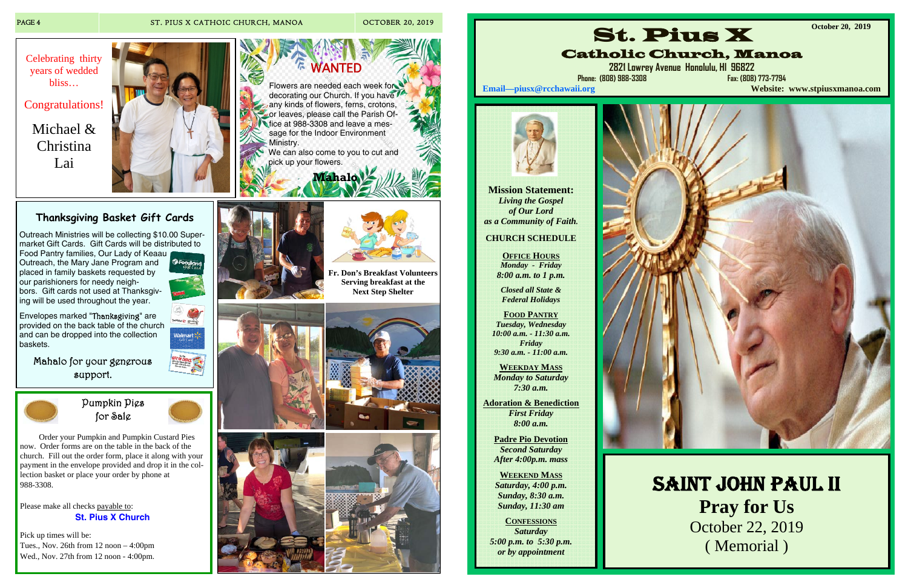Celebrating thirty years of wedded bliss…

Congratulations!

Michael & Christina Lai

## WANTED

Flowers are needed each week for decorating our Church. If you have any kinds of flowers, ferns, crotons, or leaves, please call the Parish Office at 988-3308 and leave a message for the Indoor Environment Ministry.

We can also come to you to cut and pick up your flowers.

**Mahalo**

## Thanksgiving Basket Gift Cards

Outreach Ministries will be collecting $10.00 Supermarket Gift Cards. Gift Cards will be distributed to Food Pantry families, Our Lady of Keaau Outreach, the Mary Jane Program and placed in family baskets requested by our parishioners for needy neighbors. Gift cards not used at Thanksgiving will be used throughout the year.

Envelopes marked "Thanksgiving" are provided on the back table of the church and can be dropped into the collection baskets.

Mahalo for your generous support.

## Pumpkin Pies for Sale

Order your Pumpkin and Pumpkin Custard Pies now. Order forms are on the table in the back of the church. Fill out the order form, place it along with your payment in the envelope provided and drop it in the collection basket or place your order by phone at 988-3308.

Please make all checks payable to:
**St. Pius X Church**

Pick up times will be:
Tues., Nov. 26th from 12 noon – 4:00pm
Wed., Nov. 27th from 12 noon - 4:00pm.

**Fr. Don's Breakfast Volunteers Serving breakfast at the Next Step Shelter**

# St. Pius X

## Catholic Church, Manoa

October 20, 2019

2821 Lowrey Avenue Honolulu, HI 96822
Phone: (808) 988-3308 Fax: (808) 773-7794
Email—piusx@rcchawaii.org Website: www.stpiusxmanoa.com

**Mission Statement:**
***Living the Gospel of Our Lord as a Community of Faith.***

**CHURCH SCHEDULE**

**Office Hours**
*Monday - Friday*
*8:00 a.m. to 1 p.m.*

*Closed all State & Federal Holidays*

**Food Pantry**
*Tuesday, Wednesday*
*10:00 a.m. - 11:30 a.m.*
*Friday*
*9:30 a.m. - 11:00 a.m.*

**Weekday Mass**
*Monday to Saturday*
*7:30 a.m.*

**Adoration & Benediction**
*First Friday*
*8:00 a.m.*

**Padre Pio Devotion**
*Second Saturday*
*After 4:00p.m. mass*

**Weekend Mass**
*Saturday, 4:00 p.m.*
*Sunday, 8:30 a.m.*
*Sunday, 11:30 am*

**Confessions**
*Saturday*
*5:00 p.m. to 5:30 p.m.*
*or by appointment*

# SAINT JOHN PAUL II
**Pray for Us**
October 22, 2019
( Memorial )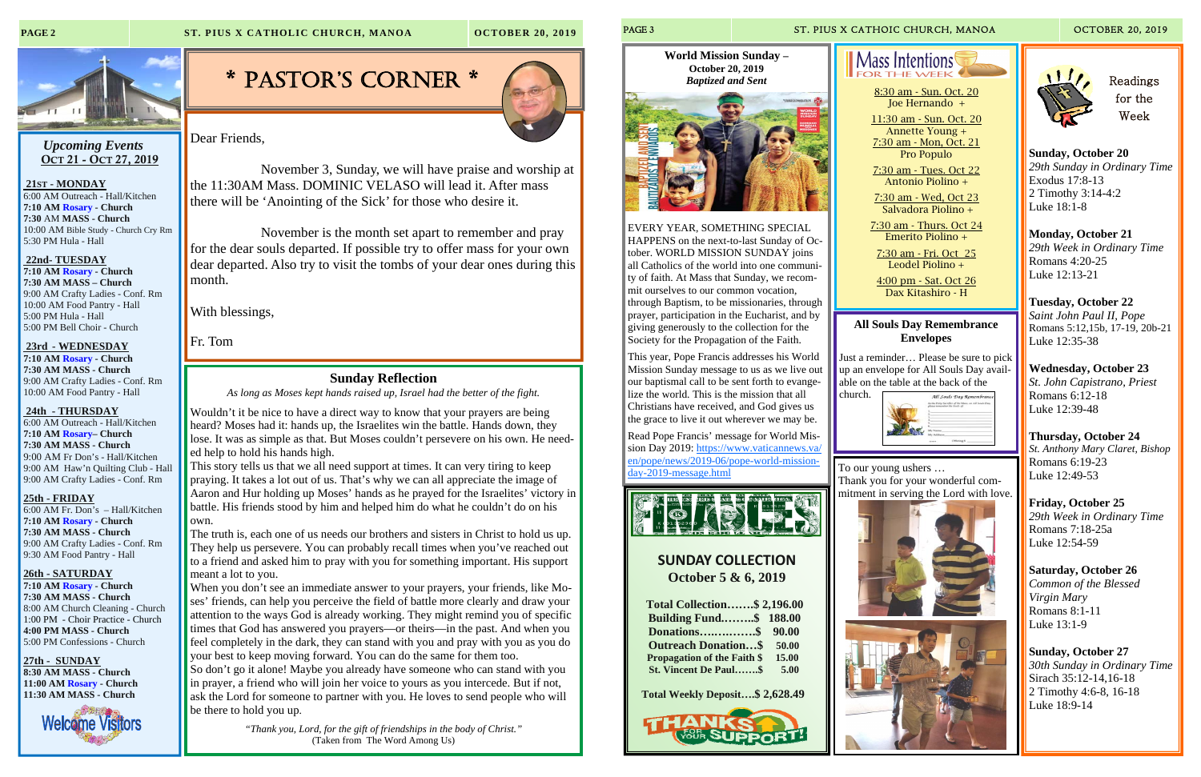## Upcoming Events

**Oct 21 - Oct 27, 2019**

**21st - MONDAY**
6:00 AM Outreach - Hall/Kitchen
**7:10 AM Rosary - Church**
**7:30 AM MASS - Church**
10:00 AM Bible Study - Church Cry Rm
5:30 PM Hula - Hall

**22nd- TUESDAY**
**7:10 AM Rosary - Church**
**7:30 AM MASS – Church**
9:00 AM Crafty Ladies - Conf. Rm
10:00 AM Food Pantry - Hall
5:00 PM Hula - Hall
5:00 PM Bell Choir - Church

**23rd - WEDNESDAY**
**7:10 AM Rosary - Church**
**7:30 AM MASS - Church**
9:00 AM Crafty Ladies - Conf. Rm
10:00 AM Food Pantry - Hall

**24th - THURSDAY**
6:00 AM Outreach - Hall/Kitchen
**7:10 AM Rosary– Church**
**7:30 AM MASS - Church**
9:00 AM Fr Don's - Hall/Kitchen
9:00 AM Haw'n Quilting Club - Hall
9:00 AM Crafty Ladies - Conf. Rm

**25th - FRIDAY**
6:00 AM Fr. Don's – Hall/Kitchen
**7:10 AM Rosary - Church**
**7:30 AM MASS - Church**
9:00 AM Crafty Ladies - Conf. Rm
9:30 AM Food Pantry - Hall

**26th - SATURDAY**
**7:10 AM Rosary - Church**
**7:30 AM MASS - Church**
8:00 AM Church Cleaning - Church
1:00 PM - Choir Practice - Church
**4:00 PM MASS - Church**
5:00 PM Confessions - Church

**27th - SUNDAY**
**8:30 AM MASS - Church**
**11:00 AM Rosary - Church**
**11:30 AM MASS - Church**

Welcome Visitors

# * PASTOR'S CORNER *

Dear Friends,

November 3, Sunday, we will have praise and worship at the 11:30AM Mass. DOMINIC VELASO will lead it. After mass there will be 'Anointing of the Sick' for those who desire it.

November is the month set apart to remember and pray for the dear souls departed. If possible try to offer mass for your own dear departed. Also try to visit the tombs of your dear ones during this month.

With blessings,

Fr. Tom

## Sunday Reflection

*As long as Moses kept hands raised up, Israel had the better of the fight.*

Wouldn't it be nice to have a direct way to know that your prayers are being heard? Moses had it: hands up, the Israelites win the battle. Hands down, they lose. It was as simple as that. But Moses couldn't persevere on his own. He needed help to hold his hands high.

This story tells us that we all need support at times. It can very tiring to keep praying. It takes a lot out of us. That's why we can all appreciate the image of Aaron and Hur holding up Moses' hands as he prayed for the Israelites' victory in battle. His friends stood by him and helped him do what he couldn't do on his own.

The truth is, each one of us needs our brothers and sisters in Christ to hold us up. They help us persevere. You can probably recall times when you've reached out to a friend and asked him to pray with you for something important. His support meant a lot to you.

When you don't see an immediate answer to your prayers, your friends, like Moses' friends, can help you perceive the field of battle more clearly and draw your attention to the ways God is already working. They might remind you of specific times that God has answered you prayers—or theirs—in the past. And when you feel completely in the dark, they can stand with you and pray with you as you do your best to keep moving forward. You can do the same for them too.

So don't go it alone! Maybe you already have someone who can stand with you in prayer, a friend who will join her voice to yours as you intercede. But if not, ask the Lord for someone to partner with you. He loves to send people who will be there to hold you up.

*"Thank you, Lord, for the gift of friendships in the body of Christ."*
(Taken from The Word Among Us)

## World Mission Sunday – October 20, 2019
*Baptized and Sent*

EVERY YEAR, SOMETHING SPECIAL HAPPENS on the next-to-last Sunday of October. WORLD MISSION SUNDAY joins all Catholics of the world into one community of faith. At Mass that Sunday, we recommit ourselves to our common vocation, through Baptism, to be missionaries, through prayer, participation in the Eucharist, and by giving generously to the collection for the Society for the Propagation of the Faith.

This year, Pope Francis addresses his World Mission Sunday message to us as we live out our baptismal call to be sent forth to evangelize the world. This is the mission that all Christians have received, and God gives us the grace to live it out wherever we may be.

Read Pope Francis' message for World Mission Day 2019: https://www.vaticannews.va/en/pope/news/2019-06/pope-world-mission-day-2019-message.html

## FINANCES

### SUNDAY COLLECTION
**October 5 & 6, 2019**

| | |
|---|---|
| **Total Collection…….** | **$ 2,196.00** |
| **Building Fund……..** | **$ 188.00** |
| **Donations…….……..** | **$ 90.00** |
| **Outreach Donation…** | **$ 50.00** |
| **Propagation of the Faith** | **$ 15.00** |
| **St. Vincent De Paul…….** | **$ 5.00** |
| **Total Weekly Deposit….** | **$ 2,628.49** |

THANKS FOR YOUR SUPPORT!

## Mass Intentions
FOR THE WEEK

8:30 am - Sun. Oct. 20
Joe Hernando +

11:30 am - Sun. Oct. 20
Annette Young +

7:30 am - Mon, Oct. 21
Pro Populo

7:30 am - Tues. Oct 22
Antonio Piolino +

7:30 am - Wed, Oct 23
Salvadora Piolino +

7:30 am - Thurs. Oct 24
Emerito Piolino +

7:30 am - Fri. Oct 25
Leodel Piolino +

4:00 pm - Sat. Oct 26
Dax Kitashiro - H

## All Souls Day Remembrance Envelopes

Just a reminder… Please be sure to pick up an envelope for All Souls Day available on the table at the back of the church.

To our young ushers …
Thank you for your wonderful commitment in serving the Lord with love.

## Readings for the Week

**Sunday, October 20**
*29th Sunday in Ordinary Time*
Exodus 17:8-13
2 Timothy 3:14-4:2
Luke 18:1-8

**Monday, October 21**
*29th Week in Ordinary Time*
Romans 4:20-25
Luke 12:13-21

**Tuesday, October 22**
*Saint John Paul II, Pope*
Romans 5:12,15b, 17-19, 20b-21
Luke 12:35-38

**Wednesday, October 23**
*St. John Capistrano, Priest*
Romans 6:12-18
Luke 12:39-48

**Thursday, October 24**
*St. Anthony Mary Claret, Bishop*
Romans 6:19-23
Luke 12:49-53

**Friday, October 25**
*29th Week in Ordinary Time*
Romans 7:18-25a
Luke 12:54-59

**Saturday, October 26**
*Common of the Blessed Virgin Mary*
Romans 8:1-11
Luke 13:1-9

**Sunday, October 27**
*30th Sunday in Ordinary Time*
Sirach 35:12-14,16-18
2 Timothy 4:6-8, 16-18
Luke 18:9-14